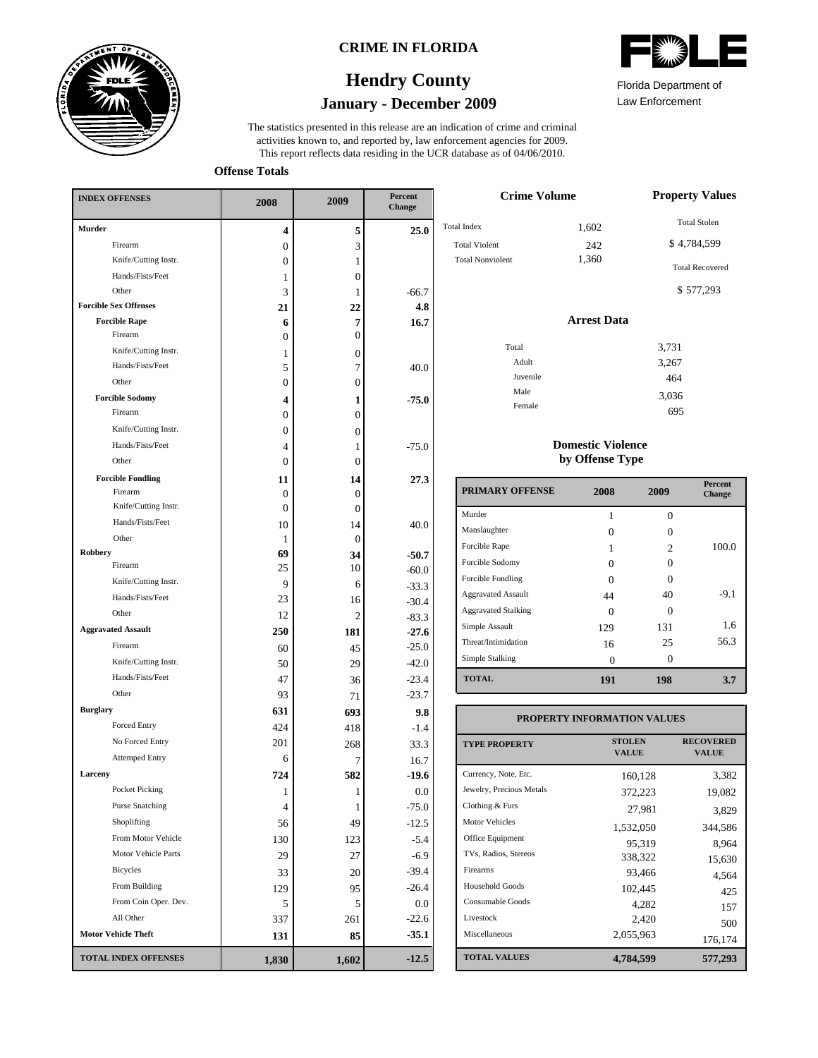# CRIME IN FLORIDA

## Hendry County

### January - December 2009

Florida Department of Law Enforcement

The statistics presented in this release are an indication of crime and criminal activities known to, and reported by, law enforcement agencies for 2009. This report reflects data residing in the UCR database as of 04/06/2010.

**Offense Totals**

| INDEX OFFENSES | 2008 | 2009 | Percent Change |
|---|---|---|---|
| **Murder** | **4** | **5** | **25.0** |
| Firearm | 0 | 3 | |
| Knife/Cutting Instr. | 0 | 1 | |
| Hands/Fists/Feet | 1 | 0 | |
| Other | 3 | 1 | -66.7 |
| **Forcible Sex Offenses** | **21** | **22** | **4.8** |
| **Forcible Rape** | **6** | **7** | **16.7** |
| Firearm | 0 | 0 | |
| Knife/Cutting Instr. | 1 | 0 | |
| Hands/Fists/Feet | 5 | 7 | 40.0 |
| Other | 0 | 0 | |
| **Forcible Sodomy** | **4** | **1** | **-75.0** |
| Firearm | 0 | 0 | |
| Knife/Cutting Instr. | 0 | 0 | |
| Hands/Fists/Feet | 4 | 1 | -75.0 |
| Other | 0 | 0 | |
| **Forcible Fondling** | **11** | **14** | **27.3** |
| Firearm | 0 | 0 | |
| Knife/Cutting Instr. | 0 | 0 | |
| Hands/Fists/Feet | 10 | 14 | 40.0 |
| Other | 1 | 0 | |
| **Robbery** | **69** | **34** | **-50.7** |
| Firearm | 25 | 10 | -60.0 |
| Knife/Cutting Instr. | 9 | 6 | -33.3 |
| Hands/Fists/Feet | 23 | 16 | -30.4 |
| Other | 12 | 2 | -83.3 |
| **Aggravated Assault** | **250** | **181** | **-27.6** |
| Firearm | 60 | 45 | -25.0 |
| Knife/Cutting Instr. | 50 | 29 | -42.0 |
| Hands/Fists/Feet | 47 | 36 | -23.4 |
| Other | 93 | 71 | -23.7 |
| **Burglary** | **631** | **693** | **9.8** |
| Forced Entry | 424 | 418 | -1.4 |
| No Forced Entry | 201 | 268 | 33.3 |
| Attemped Entry | 6 | 7 | 16.7 |
| **Larceny** | **724** | **582** | **-19.6** |
| Pocket Picking | 1 | 1 | 0.0 |
| Purse Snatching | 4 | 1 | -75.0 |
| Shoplifting | 56 | 49 | -12.5 |
| From Motor Vehicle | 130 | 123 | -5.4 |
| Motor Vehicle Parts | 29 | 27 | -6.9 |
| Bicycles | 33 | 20 | -39.4 |
| From Building | 129 | 95 | -26.4 |
| From Coin Oper. Dev. | 5 | 5 | 0.0 |
| All Other | 337 | 261 | -22.6 |
| **Motor Vehicle Theft** | **131** | **85** | **-35.1** |
| **TOTAL INDEX OFFENSES** | **1,830** | **1,602** | **-12.5** |

**Crime Volume**

| | |
|---|---|
| Total Index | 1,602 |
| Total Violent | 242 |
| Total Nonviolent | 1,360 |

**Property Values**

Total Stolen: $ 4,784,599

Total Recovered: $ 577,293

**Arrest Data**

| | |
|---|---|
| Total | 3,731 |
| Adult | 3,267 |
| Juvenile | 464 |
| Male | 3,036 |
| Female | 695 |

**Domestic Violence by Offense Type**

| PRIMARY OFFENSE | 2008 | 2009 | Percent Change |
|---|---|---|---|
| Murder | 1 | 0 | |
| Manslaughter | 0 | 0 | |
| Forcible Rape | 1 | 2 | 100.0 |
| Forcible Sodomy | 0 | 0 | |
| Forcible Fondling | 0 | 0 | |
| Aggravated Assault | 44 | 40 | -9.1 |
| Aggravated Stalking | 0 | 0 | |
| Simple Assault | 129 | 131 | 1.6 |
| Threat/Intimidation | 16 | 25 | 56.3 |
| Simple Stalking | 0 | 0 | |
| **TOTAL** | **191** | **198** | **3.7** |

**PROPERTY INFORMATION VALUES**

| TYPE PROPERTY | STOLEN VALUE | RECOVERED VALUE |
|---|---|---|
| Currency, Note, Etc. | 160,128 | 3,382 |
| Jewelry, Precious Metals | 372,223 | 19,082 |
| Clothing & Furs | 27,981 | 3,829 |
| Motor Vehicles | 1,532,050 | 344,586 |
| Office Equipment | 95,319 | 8,964 |
| TVs, Radios, Stereos | 338,322 | 15,630 |
| Firearms | 93,466 | 4,564 |
| Household Goods | 102,445 | 425 |
| Consumable Goods | 4,282 | 157 |
| Livestock | 2,420 | 500 |
| Miscellaneous | 2,055,963 | 176,174 |
| **TOTAL VALUES** | **4,784,599** | **577,293** |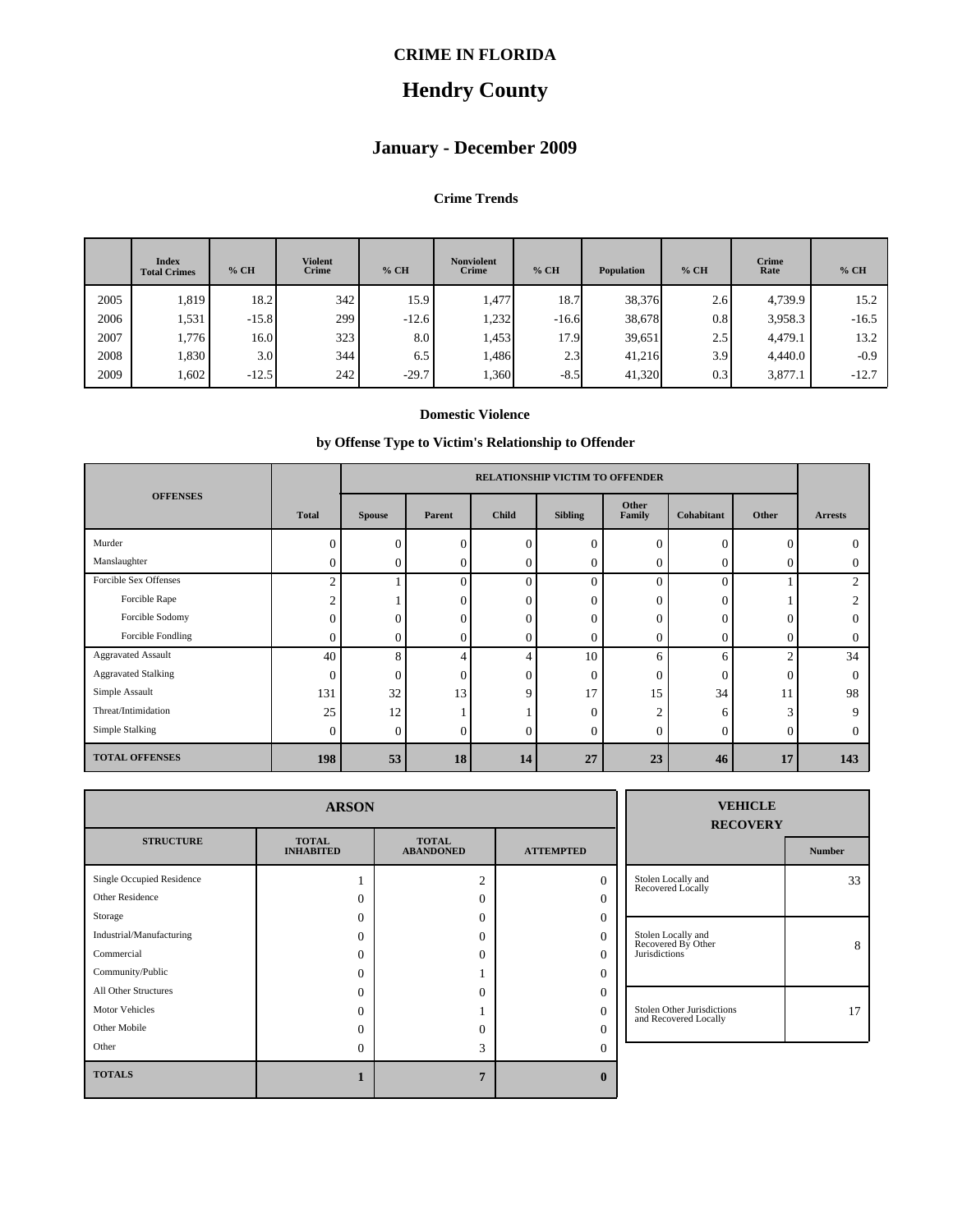**CRIME IN FLORIDA**

# Hendry County

## January - December 2009

### Crime Trends

| | Index Total Crimes | % CH | Violent Crime | % CH | Nonviolent Crime | % CH | Population | % CH | Crime Rate | % CH |
|---|---|---|---|---|---|---|---|---|---|---|
| 2005 | 1,819 | 18.2 | 342 | 15.9 | 1,477 | 18.7 | 38,376 | 2.6 | 4,739.9 | 15.2 |
| 2006 | 1,531 | -15.8 | 299 | -12.6 | 1,232 | -16.6 | 38,678 | 0.8 | 3,958.3 | -16.5 |
| 2007 | 1,776 | 16.0 | 323 | 8.0 | 1,453 | 17.9 | 39,651 | 2.5 | 4,479.1 | 13.2 |
| 2008 | 1,830 | 3.0 | 344 | 6.5 | 1,486 | 2.3 | 41,216 | 3.9 | 4,440.0 | -0.9 |
| 2009 | 1,602 | -12.5 | 242 | -29.7 | 1,360 | -8.5 | 41,320 | 0.3 | 3,877.1 | -12.7 |

### Domestic Violence

### by Offense Type to Victim's Relationship to Offender

| OFFENSES | Total | RELATIONSHIP VICTIM TO OFFENDER | | | | | | | Arrests |
|---|---|---|---|---|---|---|---|---|---|
| | | Spouse | Parent | Child | Sibling | Other Family | Cohabitant | Other | |
| Murder | 0 | 0 | 0 | 0 | 0 | 0 | 0 | 0 | 0 |
| Manslaughter | 0 | 0 | 0 | 0 | 0 | 0 | 0 | 0 | 0 |
| Forcible Sex Offenses | 2 | 1 | 0 | 0 | 0 | 0 | 0 | 1 | 2 |
| Forcible Rape | 2 | 1 | 0 | 0 | 0 | 0 | 0 | 1 | 2 |
| Forcible Sodomy | 0 | 0 | 0 | 0 | 0 | 0 | 0 | 0 | 0 |
| Forcible Fondling | 0 | 0 | 0 | 0 | 0 | 0 | 0 | 0 | 0 |
| Aggravated Assault | 40 | 8 | 4 | 4 | 10 | 6 | 6 | 2 | 34 |
| Aggravated Stalking | 0 | 0 | 0 | 0 | 0 | 0 | 0 | 0 | 0 |
| Simple Assault | 131 | 32 | 13 | 9 | 17 | 15 | 34 | 11 | 98 |
| Threat/Intimidation | 25 | 12 | 1 | 1 | 0 | 2 | 6 | 3 | 9 |
| Simple Stalking | 0 | 0 | 0 | 0 | 0 | 0 | 0 | 0 | 0 |
| **TOTAL OFFENSES** | **198** | **53** | **18** | **14** | **27** | **23** | **46** | **17** | **143** |

| ARSON | | | |
|---|---|---|---|
| STRUCTURE | TOTAL INHABITED | TOTAL ABANDONED | ATTEMPTED |
| Single Occupied Residence | 1 | 2 | 0 |
| Other Residence | 0 | 0 | 0 |
| Storage | 0 | 0 | 0 |
| Industrial/Manufacturing | 0 | 0 | 0 |
| Commercial | 0 | 0 | 0 |
| Community/Public | 0 | 1 | 0 |
| All Other Structures | 0 | 0 | 0 |
| Motor Vehicles | 0 | 1 | 0 |
| Other Mobile | 0 | 0 | 0 |
| Other | 0 | 3 | 0 |
| **TOTALS** | **1** | **7** | **0** |

| VEHICLE RECOVERY | Number |
|---|---|
| Stolen Locally and Recovered Locally | 33 |
| Stolen Locally and Recovered By Other Jurisdictions | 8 |
| Stolen Other Jurisdictions and Recovered Locally | 17 |